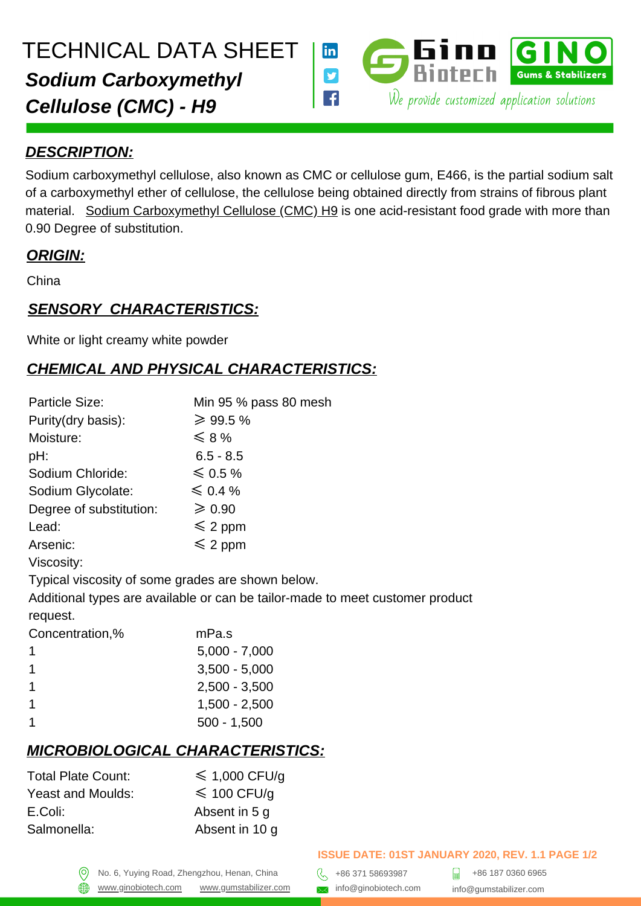# TECHNICAL DATA SHEET

## *Sodium Carboxymethyl Cellulose (CMC) - H9*

Gino Biotech | GINO Gums & Stabilizers

We provide customized application solutions

### ***DESCRIPTION:***

Sodium carboxymethyl cellulose, also known as CMC or cellulose gum, E466, is the partial sodium salt of a carboxymethyl ether of cellulose, the cellulose being obtained directly from strains of fibrous plant material. Sodium Carboxymethyl Cellulose (CMC) H9 is one acid-resistant food grade with more than 0.90 Degree of substitution.

### ***ORIGIN:***

China

### ***SENSORY CHARACTERISTICS:***

White or light creamy white powder

### ***CHEMICAL AND PHYSICAL CHARACTERISTICS:***

| | |
|---|---|
| Particle Size: | Min 95 % pass 80 mesh |
| Purity(dry basis): | ⩾ 99.5 % |
| Moisture: | ⩽ 8 % |
| pH: | 6.5 - 8.5 |
| Sodium Chloride: | ⩽ 0.5 % |
| Sodium Glycolate: | ⩽ 0.4 % |
| Degree of substitution: | ⩾ 0.90 |
| Lead: | ⩽ 2 ppm |
| Arsenic: | ⩽ 2 ppm |

Viscosity:

Typical viscosity of some grades are shown below.

Additional types are available or can be tailor-made to meet customer product request.

| Concentration,% | mPa.s |
|---|---|
| 1 | 5,000 - 7,000 |
| 1 | 3,500 - 5,000 |
| 1 | 2,500 - 3,500 |
| 1 | 1,500 - 2,500 |
| 1 | 500 - 1,500 |

### ***MICROBIOLOGICAL CHARACTERISTICS:***

| | |
|---|---|
| Total Plate Count: | ⩽ 1,000 CFU/g |
| Yeast and Moulds: | ⩽ 100 CFU/g |
| E.Coli: | Absent in 5 g |
| Salmonella: | Absent in 10 g |

**ISSUE DATE: 01ST JANUARY 2020, REV. 1.1**

No. 6, Yuying Road, Zhengzhou, Henan, China | www.ginobiotech.com | www.gumstabilizer.com | +86 371 58693987 | info@ginobiotech.com | +86 187 0360 6965 | info@gumstabilizer.com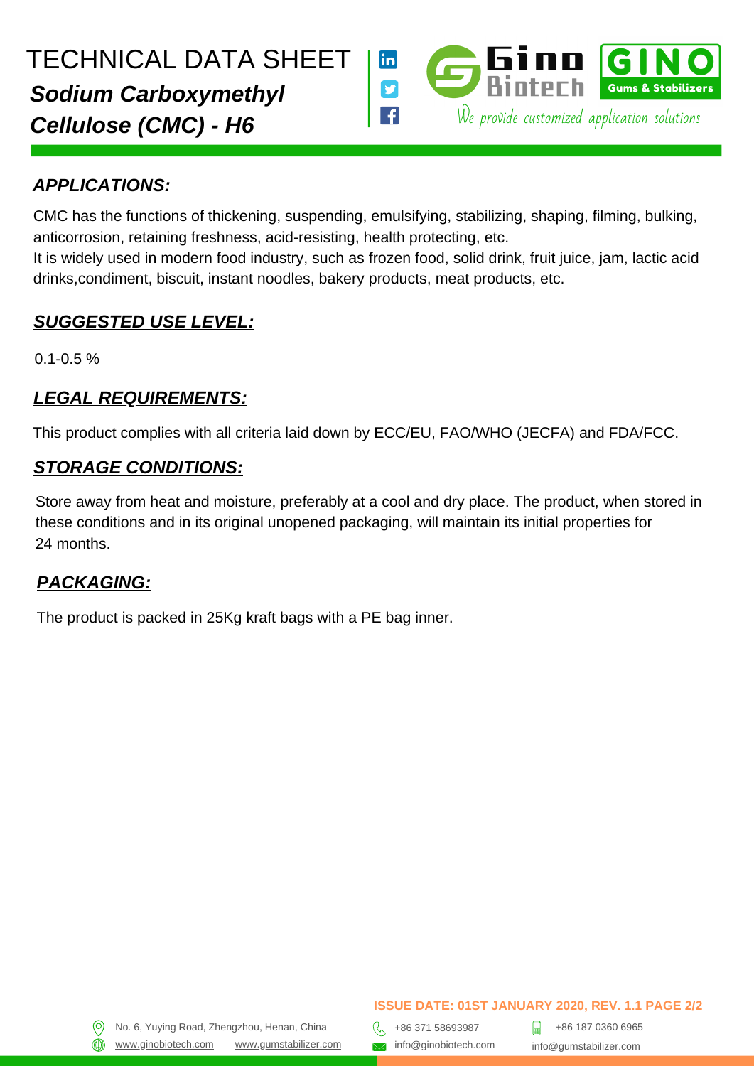# TECHNICAL DATA SHEET

## *Sodium Carboxymethyl Cellulose (CMC) - H6*

## ***APPLICATIONS:***

CMC has the functions of thickening, suspending, emulsifying, stabilizing, shaping, filming, bulking, anticorrosion, retaining freshness, acid-resisting, health protecting, etc.
It is widely used in modern food industry, such as frozen food, solid drink, fruit juice, jam, lactic acid drinks,condiment, biscuit, instant noodles, bakery products, meat products, etc.

## ***SUGGESTED USE LEVEL:***

0.1-0.5 %

## ***LEGAL REQUIREMENTS:***

This product complies with all criteria laid down by ECC/EU, FAO/WHO (JECFA) and FDA/FCC.

## ***STORAGE CONDITIONS:***

Store away from heat and moisture, preferably at a cool and dry place. The product, when stored in these conditions and in its original unopened packaging, will maintain its initial properties for 24 months.

## ***PACKAGING:***

The product is packed in 25Kg kraft bags with a PE bag inner.

**ISSUE DATE: 01ST JANUARY 2020, REV. 1.1**